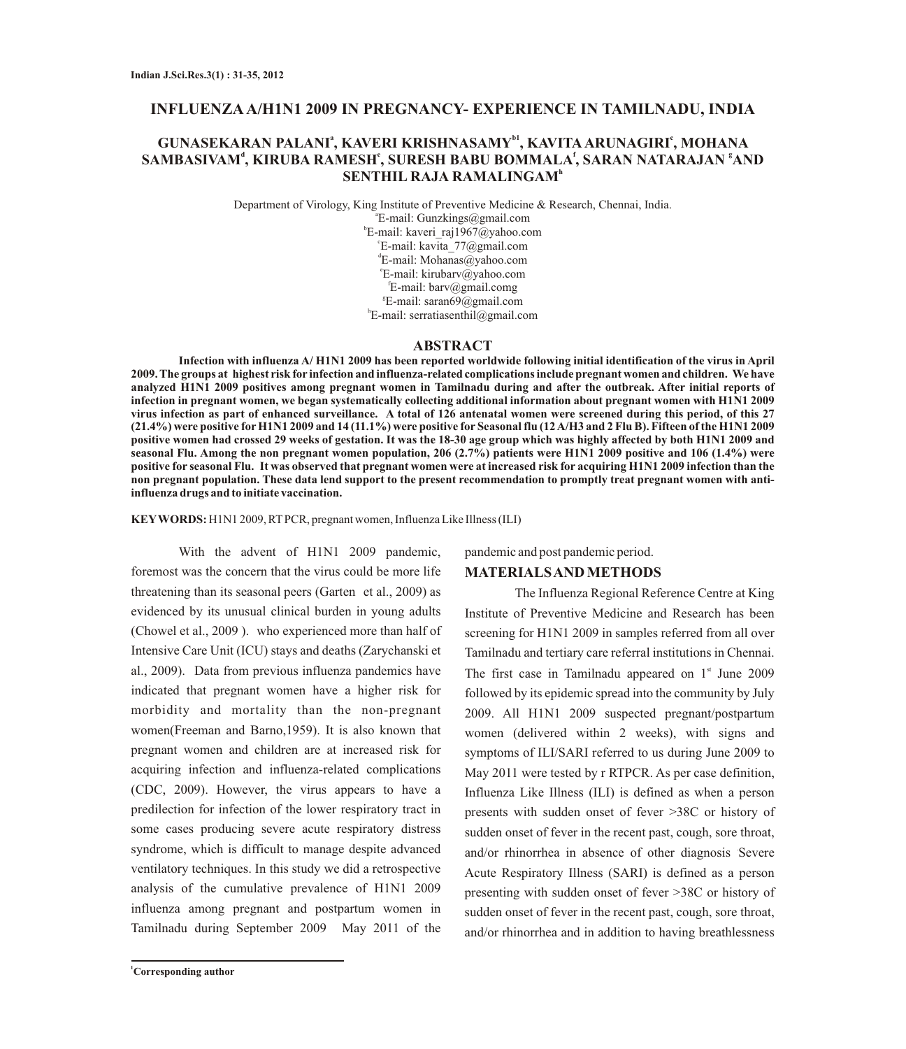# INFLUENZA A/H1N1 2009 IN PREGNANCY- EXPERIENCE IN TAMILNADU, INDIA

**GUNASEKARAN PALANI[a], KAVERI KRISHNASAMY[b1], KAVITA ARUNAGIRI[c], MOHANA SAMBASIVAM[d], KIRUBA RAMESH[e], SURESH BABU BOMMALA[f], SARAN NATARAJAN [g]AND SENTHIL RAJA RAMALINGAM[h]**

Department of Virology, King Institute of Preventive Medicine & Research, Chennai, India.
[a]E-mail: Gunzkings@gmail.com
[b]E-mail: kaveri_raj1967@yahoo.com
[c]E-mail: kavita_77@gmail.com
[d]E-mail: Mohanas@yahoo.com
[e]E-mail: kirubarv@yahoo.com
[f]E-mail: barv@gmail.comg
[g]E-mail: saran69@gmail.com
[h]E-mail: serratiasenthil@gmail.com

## ABSTRACT

**Infection with influenza A/ H1N1 2009 has been reported worldwide following initial identification of the virus in April 2009. The groups at highest risk for infection and influenza-related complications include pregnant women and children. We have analyzed H1N1 2009 positives among pregnant women in Tamilnadu during and after the outbreak. After initial reports of infection in pregnant women, we began systematically collecting additional information about pregnant women with H1N1 2009 virus infection as part of enhanced surveillance. A total of 126 antenatal women were screened during this period, of this 27 (21.4%) were positive for H1N1 2009 and 14 (11.1%) were positive for Seasonal flu (12 A/H3 and 2 Flu B). Fifteen of the H1N1 2009 positive women had crossed 29 weeks of gestation. It was the 18-30 age group which was highly affected by both H1N1 2009 and seasonal Flu. Among the non pregnant women population, 206 (2.7%) patients were H1N1 2009 positive and 106 (1.4%) were positive for seasonal Flu. It was observed that pregnant women were at increased risk for acquiring H1N1 2009 infection than the non pregnant population. These data lend support to the present recommendation to promptly treat pregnant women with anti-influenza drugs and to initiate vaccination.**

**KEYWORDS:** H1N1 2009, RT PCR, pregnant women, Influenza Like Illness (ILI)

With the advent of H1N1 2009 pandemic, foremost was the concern that the virus could be more life threatening than its seasonal peers (Garten et al., 2009) as evidenced by its unusual clinical burden in young adults (Chowel et al., 2009 ). who experienced more than half of Intensive Care Unit (ICU) stays and deaths (Zarychanski et al., 2009). Data from previous influenza pandemics have indicated that pregnant women have a higher risk for morbidity and mortality than the non-pregnant women(Freeman and Barno,1959). It is also known that pregnant women and children are at increased risk for acquiring infection and influenza-related complications (CDC, 2009). However, the virus appears to have a predilection for infection of the lower respiratory tract in some cases producing severe acute respiratory distress syndrome, which is difficult to manage despite advanced ventilatory techniques. In this study we did a retrospective analysis of the cumulative prevalence of H1N1 2009 influenza among pregnant and postpartum women in Tamilnadu during September 2009 May 2011 of the pandemic and post pandemic period.

## MATERIALS AND METHODS

The Influenza Regional Reference Centre at King Institute of Preventive Medicine and Research has been screening for H1N1 2009 in samples referred from all over Tamilnadu and tertiary care referral institutions in Chennai. The first case in Tamilnadu appeared on 1[st] June 2009 followed by its epidemic spread into the community by July 2009. All H1N1 2009 suspected pregnant/postpartum women (delivered within 2 weeks), with signs and symptoms of ILI/SARI referred to us during June 2009 to May 2011 were tested by r RTPCR. As per case definition, Influenza Like Illness (ILI) is defined as when a person presents with sudden onset of fever >38C or history of sudden onset of fever in the recent past, cough, sore throat, and/or rhinorrhea in absence of other diagnosis Severe Acute Respiratory Illness (SARI) is defined as a person presenting with sudden onset of fever >38C or history of sudden onset of fever in the recent past, cough, sore throat, and/or rhinorrhea and in addition to having breathlessness

[1]**Corresponding author**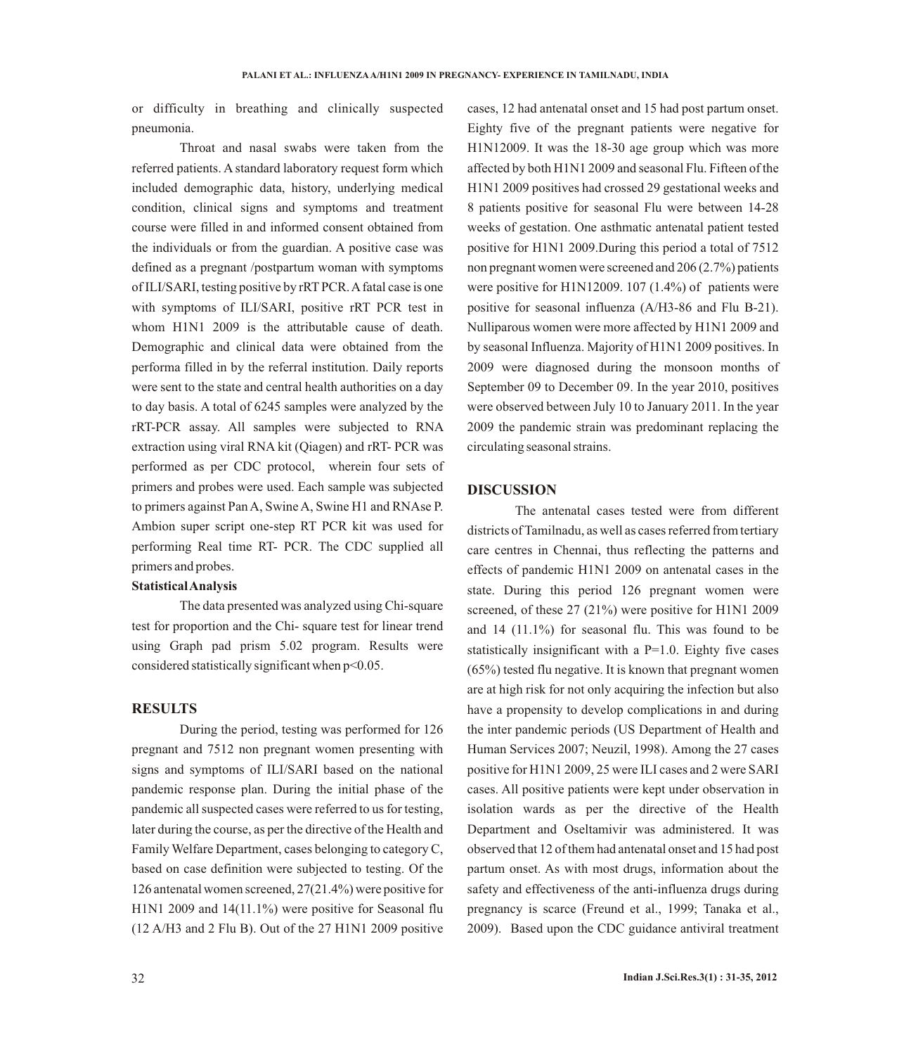or difficulty in breathing and clinically suspected pneumonia.

Throat and nasal swabs were taken from the referred patients. A standard laboratory request form which included demographic data, history, underlying medical condition, clinical signs and symptoms and treatment course were filled in and informed consent obtained from the individuals or from the guardian. A positive case was defined as a pregnant /postpartum woman with symptoms of ILI/SARI, testing positive by rRT PCR. A fatal case is one with symptoms of ILI/SARI, positive rRT PCR test in whom H1N1 2009 is the attributable cause of death. Demographic and clinical data were obtained from the performa filled in by the referral institution. Daily reports were sent to the state and central health authorities on a day to day basis. A total of 6245 samples were analyzed by the rRT-PCR assay. All samples were subjected to RNA extraction using viral RNA kit (Qiagen) and rRT- PCR was performed as per CDC protocol, wherein four sets of primers and probes were used. Each sample was subjected to primers against Pan A, Swine A, Swine H1 and RNAse P. Ambion super script one-step RT PCR kit was used for performing Real time RT- PCR. The CDC supplied all primers and probes.

**Statistical Analysis**

The data presented was analyzed using Chi-square test for proportion and the Chi- square test for linear trend using Graph pad prism 5.02 program. Results were considered statistically significant when $p<0.05$.

## RESULTS

During the period, testing was performed for 126 pregnant and 7512 non pregnant women presenting with signs and symptoms of ILI/SARI based on the national pandemic response plan. During the initial phase of the pandemic all suspected cases were referred to us for testing, later during the course, as per the directive of the Health and Family Welfare Department, cases belonging to category C, based on case definition were subjected to testing. Of the 126 antenatal women screened, 27(21.4%) were positive for H1N1 2009 and 14(11.1%) were positive for Seasonal flu (12 A/H3 and 2 Flu B). Out of the 27 H1N1 2009 positive cases, 12 had antenatal onset and 15 had post partum onset. Eighty five of the pregnant patients were negative for H1N12009. It was the 18-30 age group which was more affected by both H1N1 2009 and seasonal Flu. Fifteen of the H1N1 2009 positives had crossed 29 gestational weeks and 8 patients positive for seasonal Flu were between 14-28 weeks of gestation. One asthmatic antenatal patient tested positive for H1N1 2009.During this period a total of 7512 non pregnant women were screened and 206 (2.7%) patients were positive for H1N12009. 107 (1.4%) of patients were positive for seasonal influenza (A/H3-86 and Flu B-21). Nulliparous women were more affected by H1N1 2009 and by seasonal Influenza. Majority of H1N1 2009 positives. In 2009 were diagnosed during the monsoon months of September 09 to December 09. In the year 2010, positives were observed between July 10 to January 2011. In the year 2009 the pandemic strain was predominant replacing the circulating seasonal strains.

## DISCUSSION

The antenatal cases tested were from different districts of Tamilnadu, as well as cases referred from tertiary care centres in Chennai, thus reflecting the patterns and effects of pandemic H1N1 2009 on antenatal cases in the state. During this period 126 pregnant women were screened, of these 27 (21%) were positive for H1N1 2009 and 14 (11.1%) for seasonal flu. This was found to be statistically insignificant with a P=1.0. Eighty five cases (65%) tested flu negative. It is known that pregnant women are at high risk for not only acquiring the infection but also have a propensity to develop complications in and during the inter pandemic periods (US Department of Health and Human Services 2007; Neuzil, 1998). Among the 27 cases positive for H1N1 2009, 25 were ILI cases and 2 were SARI cases. All positive patients were kept under observation in isolation wards as per the directive of the Health Department and Oseltamivir was administered. It was observed that 12 of them had antenatal onset and 15 had post partum onset. As with most drugs, information about the safety and effectiveness of the anti-influenza drugs during pregnancy is scarce (Freund et al., 1999; Tanaka et al., 2009). Based upon the CDC guidance antiviral treatment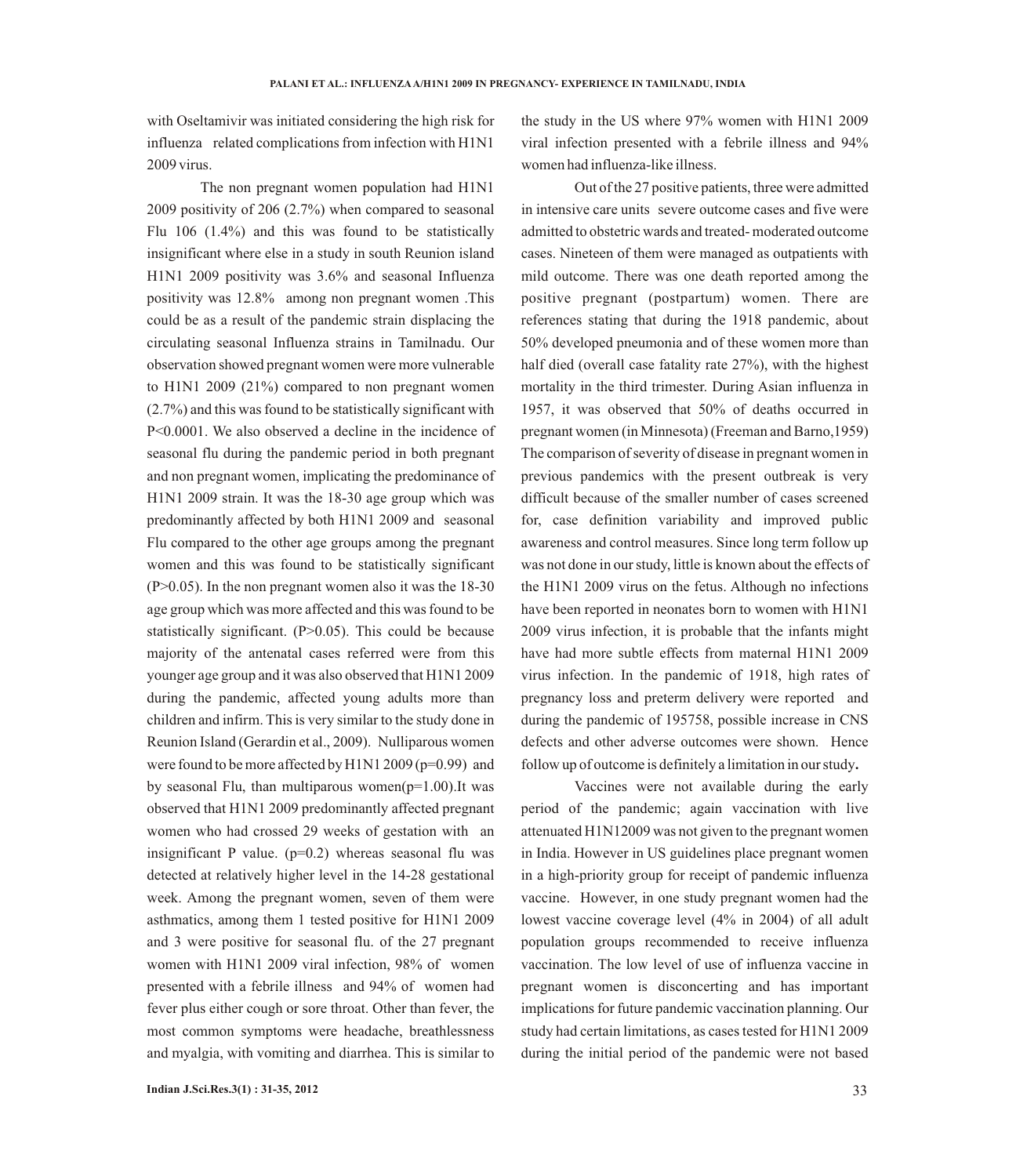with Oseltamivir was initiated considering the high risk for influenza related complications from infection with H1N1 2009 virus.

The non pregnant women population had H1N1 2009 positivity of 206 (2.7%) when compared to seasonal Flu 106 (1.4%) and this was found to be statistically insignificant where else in a study in south Reunion island H1N1 2009 positivity was 3.6% and seasonal Influenza positivity was 12.8% among non pregnant women .This could be as a result of the pandemic strain displacing the circulating seasonal Influenza strains in Tamilnadu. Our observation showed pregnant women were more vulnerable to H1N1 2009 (21%) compared to non pregnant women (2.7%) and this was found to be statistically significant with P<0.0001. We also observed a decline in the incidence of seasonal flu during the pandemic period in both pregnant and non pregnant women, implicating the predominance of H1N1 2009 strain. It was the 18-30 age group which was predominantly affected by both H1N1 2009 and seasonal Flu compared to the other age groups among the pregnant women and this was found to be statistically significant (P>0.05). In the non pregnant women also it was the 18-30 age group which was more affected and this was found to be statistically significant. (P>0.05). This could be because majority of the antenatal cases referred were from this younger age group and it was also observed that H1N1 2009 during the pandemic, affected young adults more than children and infirm. This is very similar to the study done in Reunion Island (Gerardin et al., 2009). Nulliparous women were found to be more affected by H1N1 2009 (p=0.99) and by seasonal Flu, than multiparous women(p=1.00).It was observed that H1N1 2009 predominantly affected pregnant women who had crossed 29 weeks of gestation with an insignificant P value. (p=0.2) whereas seasonal flu was detected at relatively higher level in the 14-28 gestational week. Among the pregnant women, seven of them were asthmatics, among them 1 tested positive for H1N1 2009 and 3 were positive for seasonal flu. of the 27 pregnant women with H1N1 2009 viral infection, 98% of women presented with a febrile illness and 94% of women had fever plus either cough or sore throat. Other than fever, the most common symptoms were headache, breathlessness and myalgia, with vomiting and diarrhea. This is similar to the study in the US where 97% women with H1N1 2009 viral infection presented with a febrile illness and 94% women had influenza-like illness.

Out of the 27 positive patients, three were admitted in intensive care units severe outcome cases and five were admitted to obstetric wards and treated- moderated outcome cases. Nineteen of them were managed as outpatients with mild outcome. There was one death reported among the positive pregnant (postpartum) women. There are references stating that during the 1918 pandemic, about 50% developed pneumonia and of these women more than half died (overall case fatality rate 27%), with the highest mortality in the third trimester. During Asian influenza in 1957, it was observed that 50% of deaths occurred in pregnant women (in Minnesota) (Freeman and Barno,1959) The comparison of severity of disease in pregnant women in previous pandemics with the present outbreak is very difficult because of the smaller number of cases screened for, case definition variability and improved public awareness and control measures. Since long term follow up was not done in our study, little is known about the effects of the H1N1 2009 virus on the fetus. Although no infections have been reported in neonates born to women with H1N1 2009 virus infection, it is probable that the infants might have had more subtle effects from maternal H1N1 2009 virus infection. In the pandemic of 1918, high rates of pregnancy loss and preterm delivery were reported and during the pandemic of 195758, possible increase in CNS defects and other adverse outcomes were shown. Hence follow up of outcome is definitely a limitation in our study**.**

Vaccines were not available during the early period of the pandemic; again vaccination with live attenuated H1N12009 was not given to the pregnant women in India. However in US guidelines place pregnant women in a high-priority group for receipt of pandemic influenza vaccine. However, in one study pregnant women had the lowest vaccine coverage level (4% in 2004) of all adult population groups recommended to receive influenza vaccination. The low level of use of influenza vaccine in pregnant women is disconcerting and has important implications for future pandemic vaccination planning. Our study had certain limitations, as cases tested for H1N1 2009 during the initial period of the pandemic were not based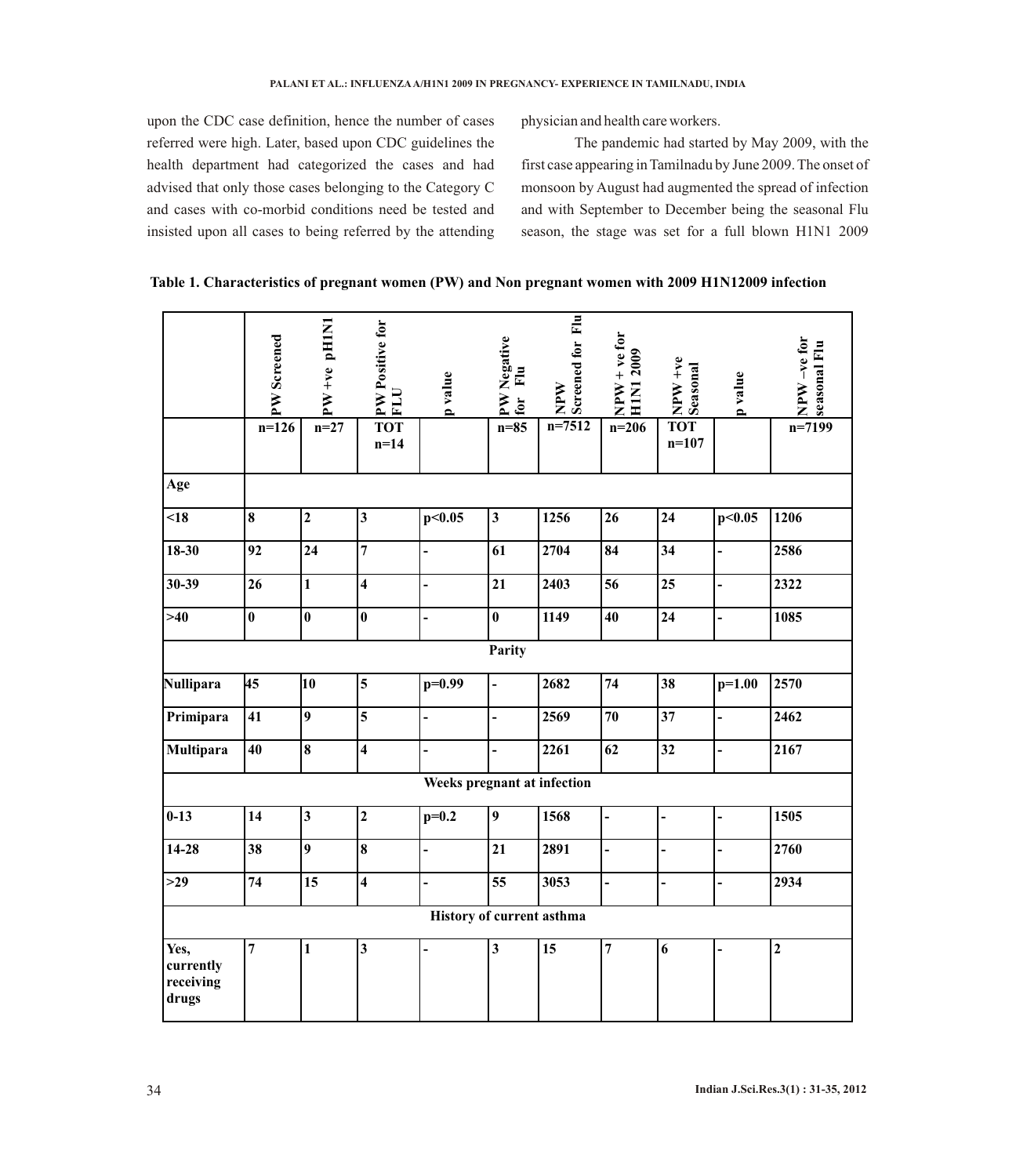upon the CDC case definition, hence the number of cases referred were high. Later, based upon CDC guidelines the health department had categorized the cases and had advised that only those cases belonging to the Category C and cases with co-morbid conditions need be tested and insisted upon all cases to being referred by the attending physician and health care workers.

The pandemic had started by May 2009, with the first case appearing in Tamilnadu by June 2009. The onset of monsoon by August had augmented the spread of infection and with September to December being the seasonal Flu season, the stage was set for a full blown H1N1 2009

**Table 1. Characteristics of pregnant women (PW) and Non pregnant women with 2009 H1N12009 infection**

| | PW Screened | PW +ve pH1N1 | PW Positive for FLU | p value | PW Negative for Flu | NPW Screened for Flu | NPW + ve for H1N1 2009 | NPW +ve Seasonal | p value | NPW –ve for seasonal Flu |
|---|---|---|---|---|---|---|---|---|---|---|
| | n=126 | n=27 | TOT n=14 | | n=85 | n=7512 | n=206 | TOT n=107 | | n=7199 |
| **Age** | | | | | | | | | | |
| <18 | 8 | 2 | 3 | p<0.05 | 3 | 1256 | 26 | 24 | p<0.05 | 1206 |
| 18-30 | 92 | 24 | 7 | - | 61 | 2704 | 84 | 34 | - | 2586 |
| 30-39 | 26 | 1 | 4 | - | 21 | 2403 | 56 | 25 | - | 2322 |
| >40 | 0 | 0 | 0 | - | 0 | 1149 | 40 | 24 | - | 1085 |
| **Parity** | | | | | | | | | | |
| Nullipara | 45 | 10 | 5 | p=0.99 | - | 2682 | 74 | 38 | p=1.00 | 2570 |
| Primipara | 41 | 9 | 5 | - | - | 2569 | 70 | 37 | - | 2462 |
| Multipara | 40 | 8 | 4 | - | - | 2261 | 62 | 32 | - | 2167 |
| **Weeks pregnant at infection** | | | | | | | | | | |
| 0-13 | 14 | 3 | 2 | p=0.2 | 9 | 1568 | - | - | - | 1505 |
| 14-28 | 38 | 9 | 8 | - | 21 | 2891 | - | - | - | 2760 |
| >29 | 74 | 15 | 4 | - | 55 | 3053 | - | - | - | 2934 |
| **History of current asthma** | | | | | | | | | | |
| Yes, currently receiving drugs | 7 | 1 | 3 | - | 3 | 15 | 7 | 6 | - | 2 |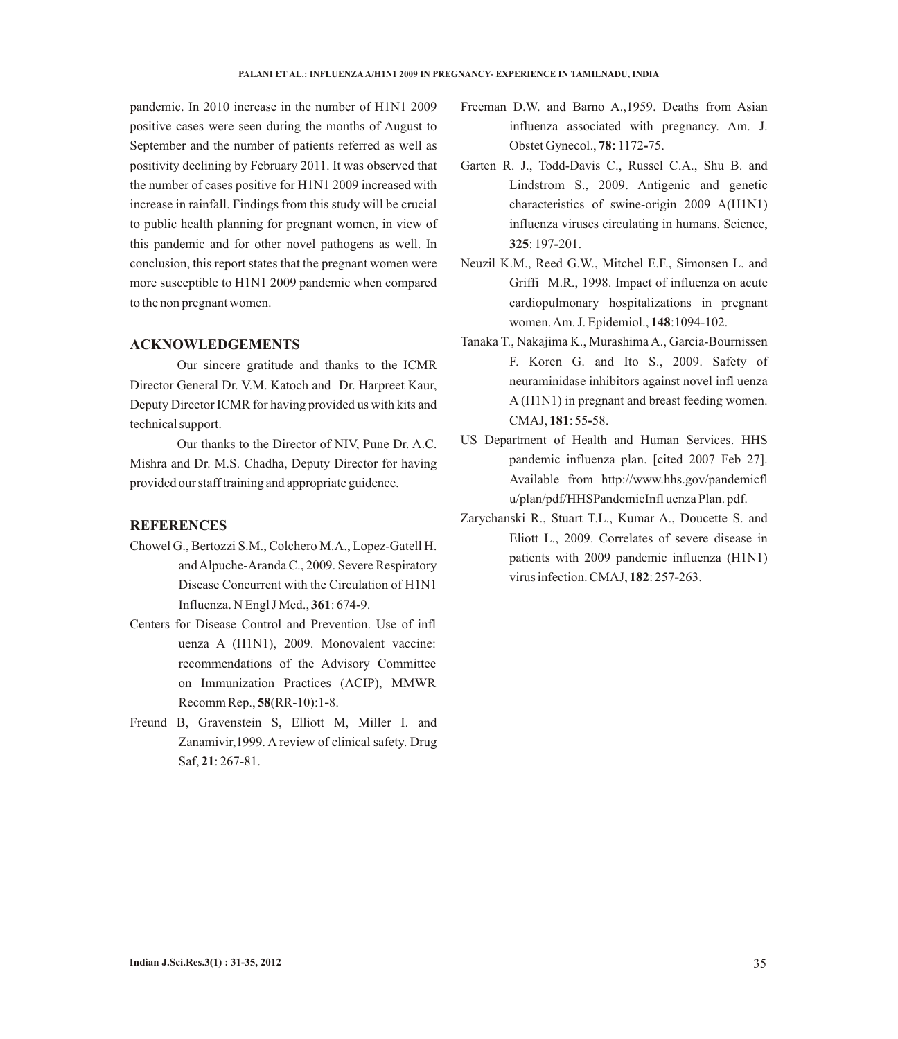pandemic. In 2010 increase in the number of H1N1 2009 positive cases were seen during the months of August to September and the number of patients referred as well as positivity declining by February 2011. It was observed that the number of cases positive for H1N1 2009 increased with increase in rainfall. Findings from this study will be crucial to public health planning for pregnant women, in view of this pandemic and for other novel pathogens as well. In conclusion, this report states that the pregnant women were more susceptible to H1N1 2009 pandemic when compared to the non pregnant women.

## ACKNOWLEDGEMENTS

Our sincere gratitude and thanks to the ICMR Director General Dr. V.M. Katoch and Dr. Harpreet Kaur, Deputy Director ICMR for having provided us with kits and technical support.

Our thanks to the Director of NIV, Pune Dr. A.C. Mishra and Dr. M.S. Chadha, Deputy Director for having provided our staff training and appropriate guidence.

## REFERENCES

Chowel G., Bertozzi S.M., Colchero M.A., Lopez-Gatell H. and Alpuche-Aranda C., 2009. Severe Respiratory Disease Concurrent with the Circulation of H1N1 Influenza. N Engl J Med., **361**: 674-9.

Centers for Disease Control and Prevention. Use of infl uenza A (H1N1), 2009. Monovalent vaccine: recommendations of the Advisory Committee on Immunization Practices (ACIP), MMWR Recomm Rep., **58**(RR-10):1-8.

Freund B, Gravenstein S, Elliott M, Miller I. and Zanamivir,1999. A review of clinical safety. Drug Saf, **21**: 267-81.

Freeman D.W. and Barno A.,1959. Deaths from Asian influenza associated with pregnancy. Am. J. Obstet Gynecol., **78:** 1172-75.

Garten R. J., Todd-Davis C., Russel C.A., Shu B. and Lindstrom S., 2009. Antigenic and genetic characteristics of swine-origin 2009 A(H1N1) influenza viruses circulating in humans. Science, **325**: 197-201.

Neuzil K.M., Reed G.W., Mitchel E.F., Simonsen L. and Griffi M.R., 1998. Impact of influenza on acute cardiopulmonary hospitalizations in pregnant women. Am. J. Epidemiol., **148**:1094-102.

Tanaka T., Nakajima K., Murashima A., Garcia-Bournissen F. Koren G. and Ito S., 2009. Safety of neuraminidase inhibitors against novel infl uenza A (H1N1) in pregnant and breast feeding women. CMAJ, **181**: 55-58.

US Department of Health and Human Services. HHS pandemic influenza plan. [cited 2007 Feb 27]. Available from http://www.hhs.gov/pandemicfl u/plan/pdf/HHSPandemicInfl uenza Plan. pdf.

Zarychanski R., Stuart T.L., Kumar A., Doucette S. and Eliott L., 2009. Correlates of severe disease in patients with 2009 pandemic influenza (H1N1) virus infection. CMAJ, **182**: 257-263.